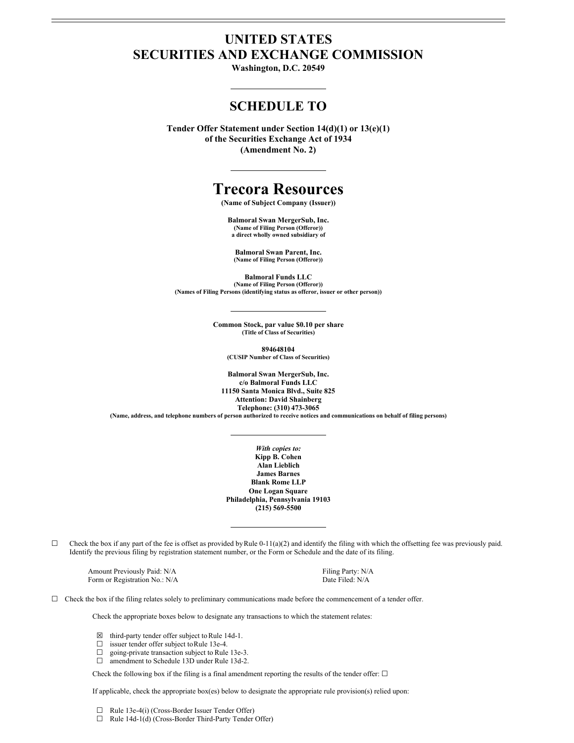# UNITED STATES
# SECURITIES AND EXCHANGE COMMISSION

**Washington, D.C. 20549**

---

## SCHEDULE TO

**Tender Offer Statement under Section 14(d)(1) or 13(e)(1)**
**of the Securities Exchange Act of 1934**
**(Amendment No. 2)**

---

# Trecora Resources

**(Name of Subject Company (Issuer))**

**Balmoral Swan MergerSub, Inc.**
**(Name of Filing Person (Offeror))**
**a direct wholly owned subsidiary of**

**Balmoral Swan Parent, Inc.**
**(Name of Filing Person (Offeror))**

**Balmoral Funds LLC**
**(Name of Filing Person (Offeror))**
**(Names of Filing Persons (identifying status as offeror, issuer or other person))**

---

**Common Stock, par value $0.10 per share**
**(Title of Class of Securities)**

**894648104**
**(CUSIP Number of Class of Securities)**

**Balmoral Swan MergerSub, Inc.**
**c/o Balmoral Funds LLC**
**11150 Santa Monica Blvd., Suite 825**
**Attention: David Shainberg**
**Telephone: (310) 473-3065**
**(Name, address, and telephone numbers of person authorized to receive notices and communications on behalf of filing persons)**

---

***With copies to:***
**Kipp B. Cohen**
**Alan Lieblich**
**James Barnes**
**Blank Rome LLP**
**One Logan Square**
**Philadelphia, Pennsylvania 19103**
**(215) 569-5500**

---

☐ Check the box if any part of the fee is offset as provided by Rule 0-11(a)(2) and identify the filing with which the offsetting fee was previously paid. Identify the previous filing by registration statement number, or the Form or Schedule and the date of its filing.

| | |
|---|---|
| Amount Previously Paid: N/A | Filing Party: N/A |
| Form or Registration No.: N/A | Date Filed: N/A |

☐ Check the box if the filing relates solely to preliminary communications made before the commencement of a tender offer.

Check the appropriate boxes below to designate any transactions to which the statement relates:

☒ third-party tender offer subject to Rule 14d-1.
☐ issuer tender offer subject to Rule 13e-4.
☐ going-private transaction subject to Rule 13e-3.
☐ amendment to Schedule 13D under Rule 13d-2.

Check the following box if the filing is a final amendment reporting the results of the tender offer: ☐

If applicable, check the appropriate box(es) below to designate the appropriate rule provision(s) relied upon:

☐ Rule 13e-4(i) (Cross-Border Issuer Tender Offer)
☐ Rule 14d-1(d) (Cross-Border Third-Party Tender Offer)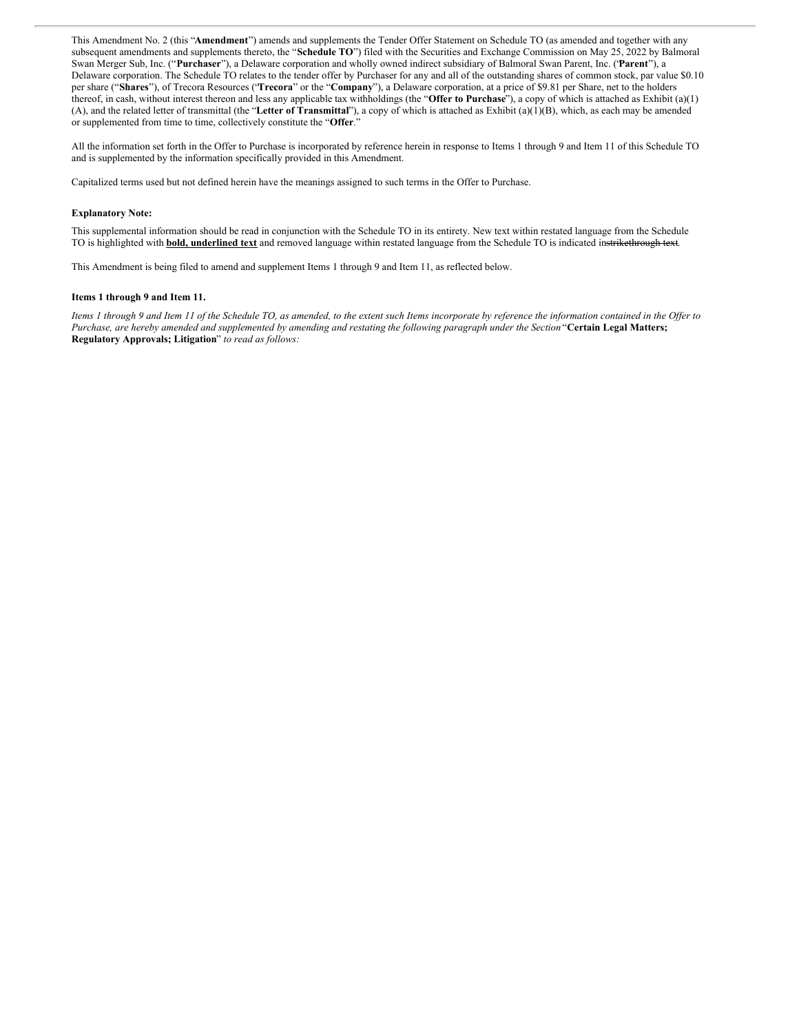This Amendment No. 2 (this "**Amendment**") amends and supplements the Tender Offer Statement on Schedule TO (as amended and together with any subsequent amendments and supplements thereto, the "**Schedule TO**") filed with the Securities and Exchange Commission on May 25, 2022 by Balmoral Swan Merger Sub, Inc. ("**Purchaser**"), a Delaware corporation and wholly owned indirect subsidiary of Balmoral Swan Parent, Inc. ("**Parent**"), a Delaware corporation. The Schedule TO relates to the tender offer by Purchaser for any and all of the outstanding shares of common stock, par value $0.10 per share ("**Shares**"), of Trecora Resources ("**Trecora**" or the "**Company**"), a Delaware corporation, at a price of $9.81 per Share, net to the holders thereof, in cash, without interest thereon and less any applicable tax withholdings (the "**Offer to Purchase**"), a copy of which is attached as Exhibit (a)(1)(A), and the related letter of transmittal (the "**Letter of Transmittal**"), a copy of which is attached as Exhibit (a)(1)(B), which, as each may be amended or supplemented from time to time, collectively constitute the "**Offer**."

All the information set forth in the Offer to Purchase is incorporated by reference herein in response to Items 1 through 9 and Item 11 of this Schedule TO and is supplemented by the information specifically provided in this Amendment.

Capitalized terms used but not defined herein have the meanings assigned to such terms in the Offer to Purchase.

**Explanatory Note:**

This supplemental information should be read in conjunction with the Schedule TO in its entirety. New text within restated language from the Schedule TO is highlighted with **<u>bold, underlined text</u>** and removed language within restated language from the Schedule TO is indicated in ~~strikethrough text~~.

This Amendment is being filed to amend and supplement Items 1 through 9 and Item 11, as reflected below.

**Items 1 through 9 and Item 11.**

*Items 1 through 9 and Item 11 of the Schedule TO, as amended, to the extent such Items incorporate by reference the information contained in the Offer to Purchase, are hereby amended and supplemented by amending and restating the following paragraph under the Section* "**Certain Legal Matters; Regulatory Approvals; Litigation**" *to read as follows:*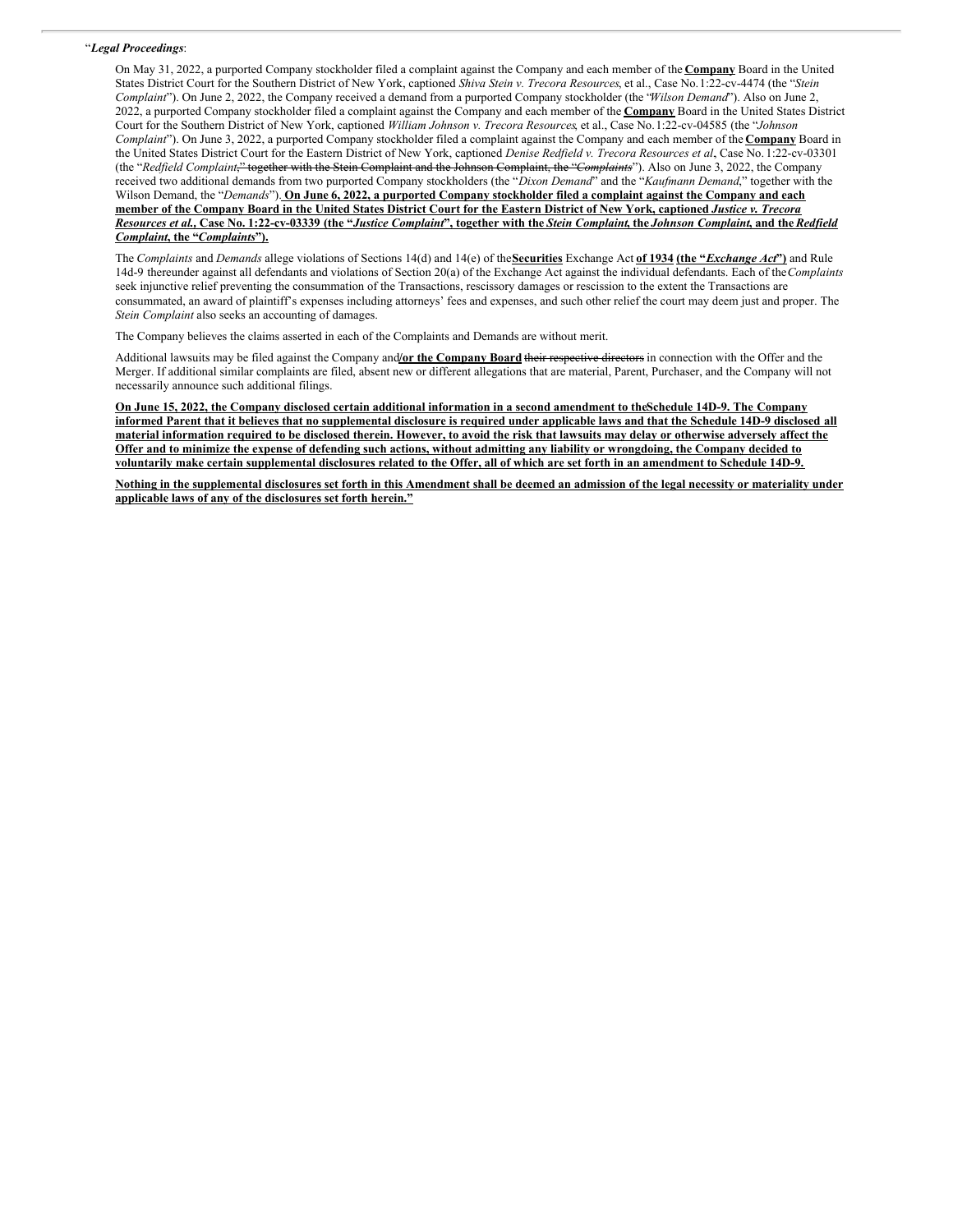"***Legal Proceedings***:

On May 31, 2022, a purported Company stockholder filed a complaint against the Company and each member of the **Company** Board in the United States District Court for the Southern District of New York, captioned *Shiva Stein v. Trecora Resources*, et al., Case No.1:22-cv-4474 (the "*Stein Complaint*"). On June 2, 2022, the Company received a demand from a purported Company stockholder (the "*Wilson Demand*"). Also on June 2, 2022, a purported Company stockholder filed a complaint against the Company and each member of the **Company** Board in the United States District Court for the Southern District of New York, captioned *William Johnson v. Trecora Resources*, et al., Case No.1:22-cv-04585 (the "*Johnson Complaint*"). On June 3, 2022, a purported Company stockholder filed a complaint against the Company and each member of the **Company** Board in the United States District Court for the Eastern District of New York, captioned *Denise Redfield v. Trecora Resources et al*, Case No. 1:22-cv-03301 (the "*Redfield Complaint*~~," together with the Stein Complaint and the Johnson Complaint, the "*Complaints*~~"). Also on June 3, 2022, the Company received two additional demands from two purported Company stockholders (the "*Dixon Demand*" and the "*Kaufmann Demand*," together with the Wilson Demand, the "*Demands*"). **On June 6, 2022, a purported Company stockholder filed a complaint against the Company and each member of the Company Board in the United States District Court for the Eastern District of New York, captioned *Justice v. Trecora Resources et al.*, Case No. 1:22-cv-03339 (the "*Justice Complaint*", together with the *Stein Complaint*, the *Johnson Complaint*, and the *Redfield Complaint*, the "*Complaints*").**

The *Complaints* and *Demands* allege violations of Sections 14(d) and 14(e) of the **Securities** Exchange Act **of 1934** **(the "*Exchange Act*")** and Rule 14d-9 thereunder against all defendants and violations of Section 20(a) of the Exchange Act against the individual defendants. Each of the *Complaints* seek injunctive relief preventing the consummation of the Transactions, rescissory damages or rescission to the extent the Transactions are consummated, an award of plaintiff's expenses including attorneys' fees and expenses, and such other relief the court may deem just and proper. The *Stein Complaint* also seeks an accounting of damages.

The Company believes the claims asserted in each of the Complaints and Demands are without merit.

Additional lawsuits may be filed against the Company and**/or the Company Board** ~~their respective directors~~ in connection with the Offer and the Merger. If additional similar complaints are filed, absent new or different allegations that are material, Parent, Purchaser, and the Company will not necessarily announce such additional filings.

**On June 15, 2022, the Company disclosed certain additional information in a second amendment to the Schedule 14D-9. The Company informed Parent that it believes that no supplemental disclosure is required under applicable laws and that the Schedule 14D-9 disclosed all material information required to be disclosed therein. However, to avoid the risk that lawsuits may delay or otherwise adversely affect the Offer and to minimize the expense of defending such actions, without admitting any liability or wrongdoing, the Company decided to voluntarily make certain supplemental disclosures related to the Offer, all of which are set forth in an amendment to Schedule 14D-9.**

**Nothing in the supplemental disclosures set forth in this Amendment shall be deemed an admission of the legal necessity or materiality under applicable laws of any of the disclosures set forth herein."**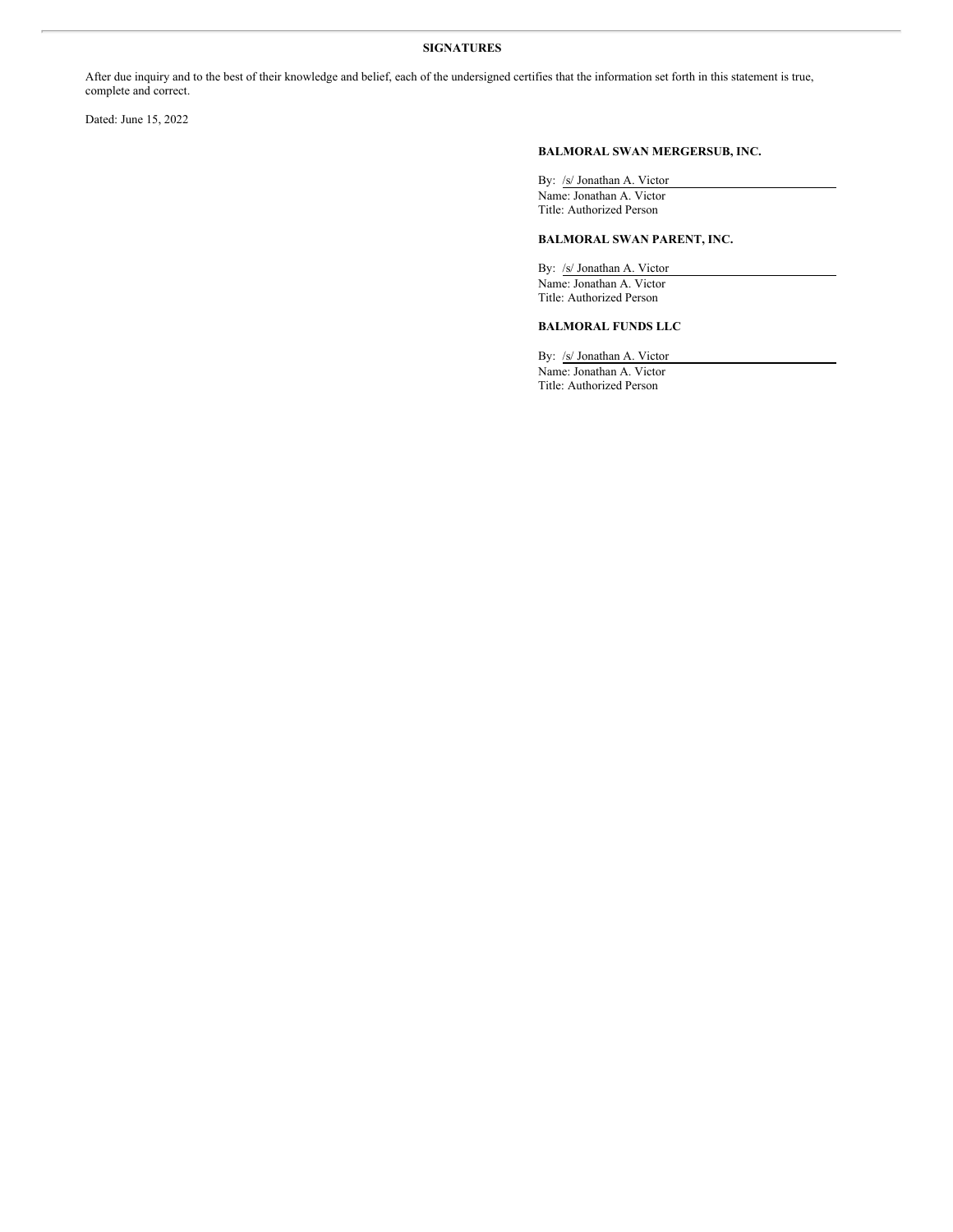**SIGNATURES**

After due inquiry and to the best of their knowledge and belief, each of the undersigned certifies that the information set forth in this statement is true, complete and correct.

Dated: June 15, 2022

**BALMORAL SWAN MERGERSUB, INC.**

By: /s/ Jonathan A. Victor
Name: Jonathan A. Victor
Title: Authorized Person

**BALMORAL SWAN PARENT, INC.**

By: /s/ Jonathan A. Victor
Name: Jonathan A. Victor
Title: Authorized Person

**BALMORAL FUNDS LLC**

By: /s/ Jonathan A. Victor
Name: Jonathan A. Victor
Title: Authorized Person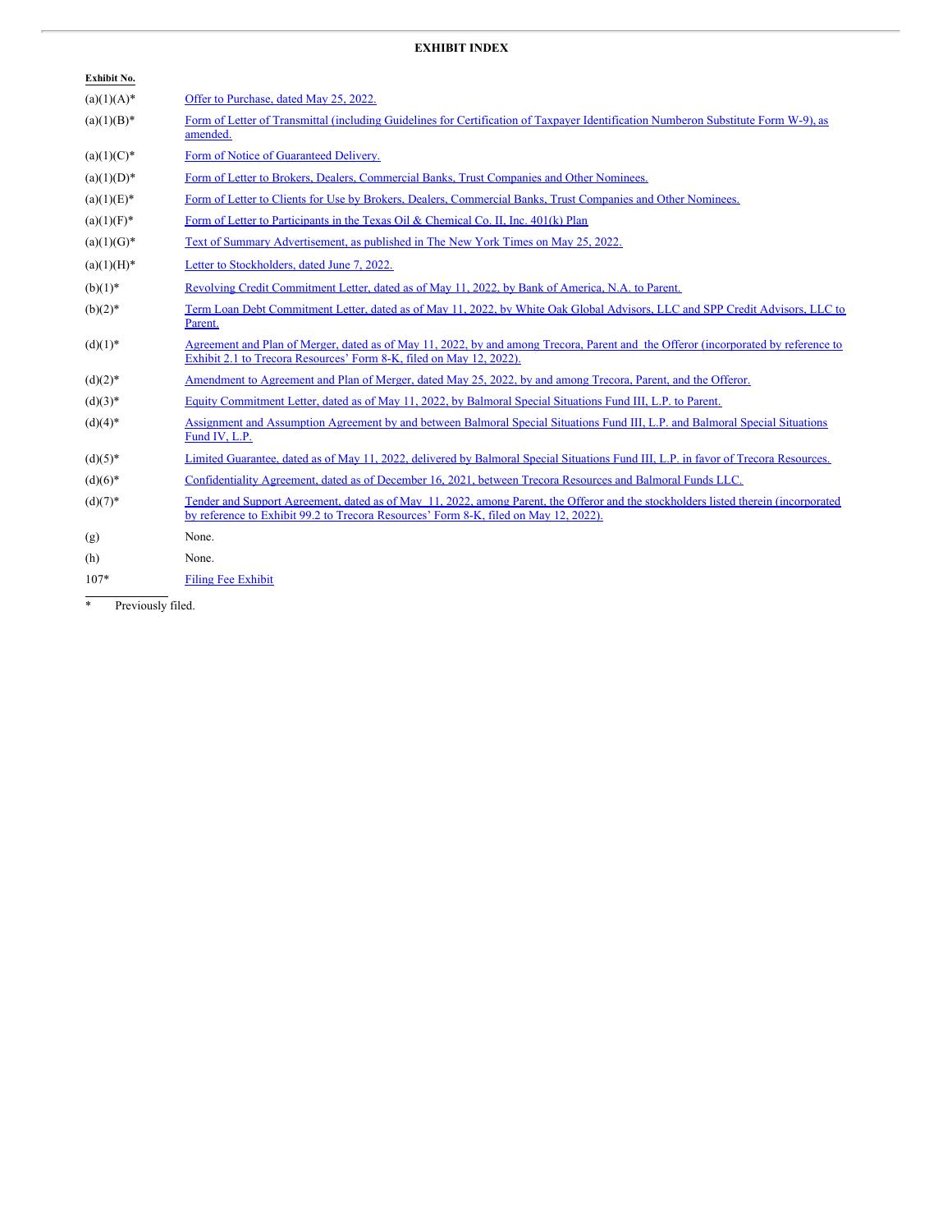**EXHIBIT INDEX**

| Exhibit No. | |
|---|---|
| (a)(1)(A)* | Offer to Purchase, dated May 25, 2022. |
| (a)(1)(B)* | Form of Letter of Transmittal (including Guidelines for Certification of Taxpayer Identification Numberon Substitute Form W-9), as amended. |
| (a)(1)(C)* | Form of Notice of Guaranteed Delivery. |
| (a)(1)(D)* | Form of Letter to Brokers, Dealers, Commercial Banks, Trust Companies and Other Nominees. |
| (a)(1)(E)* | Form of Letter to Clients for Use by Brokers, Dealers, Commercial Banks, Trust Companies and Other Nominees. |
| (a)(1)(F)* | Form of Letter to Participants in the Texas Oil & Chemical Co. II, Inc. 401(k) Plan |
| (a)(1)(G)* | Text of Summary Advertisement, as published in The New York Times on May 25, 2022. |
| (a)(1)(H)* | Letter to Stockholders, dated June 7, 2022. |
| (b)(1)* | Revolving Credit Commitment Letter, dated as of May 11, 2022, by Bank of America, N.A. to Parent. |
| (b)(2)* | Term Loan Debt Commitment Letter, dated as of May 11, 2022, by White Oak Global Advisors, LLC and SPP Credit Advisors, LLC to Parent. |
| (d)(1)* | Agreement and Plan of Merger, dated as of May 11, 2022, by and among Trecora, Parent and the Offeror (incorporated by reference to Exhibit 2.1 to Trecora Resources' Form 8-K, filed on May 12, 2022). |
| (d)(2)* | Amendment to Agreement and Plan of Merger, dated May 25, 2022, by and among Trecora, Parent, and the Offeror. |
| (d)(3)* | Equity Commitment Letter, dated as of May 11, 2022, by Balmoral Special Situations Fund III, L.P. to Parent. |
| (d)(4)* | Assignment and Assumption Agreement by and between Balmoral Special Situations Fund III, L.P. and Balmoral Special Situations Fund IV, L.P. |
| (d)(5)* | Limited Guarantee, dated as of May 11, 2022, delivered by Balmoral Special Situations Fund III, L.P. in favor of Trecora Resources. |
| (d)(6)* | Confidentiality Agreement, dated as of December 16, 2021, between Trecora Resources and Balmoral Funds LLC. |
| (d)(7)* | Tender and Support Agreement, dated as of May 11, 2022, among Parent, the Offeror and the stockholders listed therein (incorporated by reference to Exhibit 99.2 to Trecora Resources' Form 8-K, filed on May 12, 2022). |
| (g) | None. |
| (h) | None. |
| 107* | Filing Fee Exhibit |

\* Previously filed.